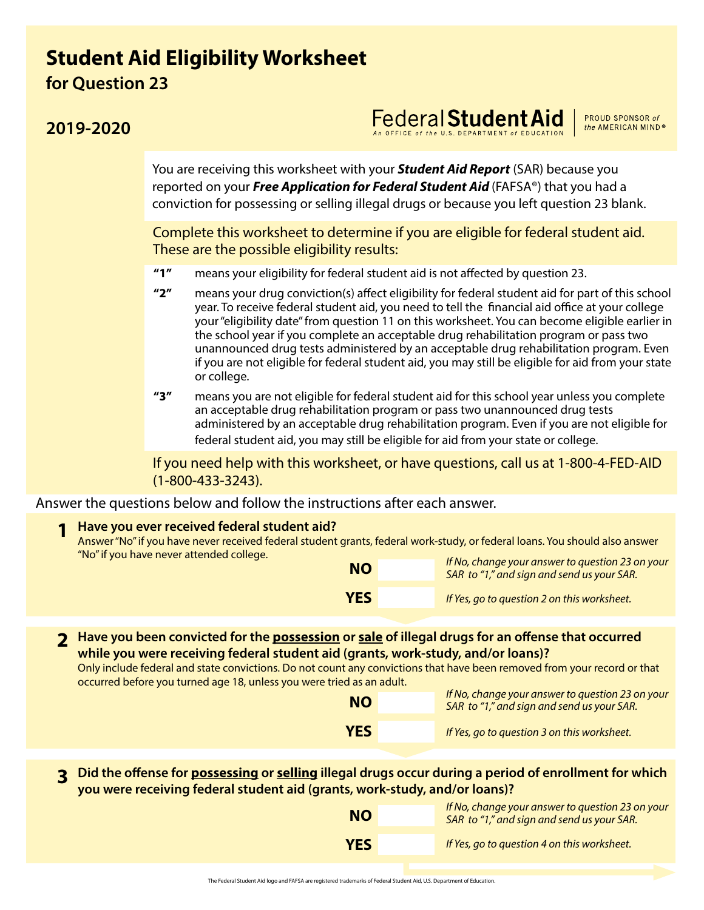# Student Aid Eligibility Worksheet

## for Question 23

## 2019-2020

Federal Student Aid — An OFFICE of the U.S. DEPARTMENT of EDUCATION | PROUD SPONSOR of the AMERICAN MIND®

You are receiving this worksheet with your ***Student Aid Report*** (SAR) because you reported on your ***Free Application for Federal Student Aid*** (FAFSA®) that you had a conviction for possessing or selling illegal drugs or because you left question 23 blank.

Complete this worksheet to determine if you are eligible for federal student aid. These are the possible eligibility results:

**"1"** means your eligibility for federal student aid is not affected by question 23.

**"2"** means your drug conviction(s) affect eligibility for federal student aid for part of this school year. To receive federal student aid, you need to tell the financial aid office at your college your "eligibility date" from question 11 on this worksheet. You can become eligible earlier in the school year if you complete an acceptable drug rehabilitation program or pass two unannounced drug tests administered by an acceptable drug rehabilitation program. Even if you are not eligible for federal student aid, you may still be eligible for aid from your state or college.

**"3"** means you are not eligible for federal student aid for this school year unless you complete an acceptable drug rehabilitation program or pass two unannounced drug tests administered by an acceptable drug rehabilitation program. Even if you are not eligible for federal student aid, you may still be eligible for aid from your state or college.

If you need help with this worksheet, or have questions, call us at 1-800-4-FED-AID (1-800-433-3243).

Answer the questions below and follow the instructions after each answer.

**1 Have you ever received federal student aid?**

Answer "No" if you have never received federal student grants, federal work-study, or federal loans. You should also answer "No" if you have never attended college.

**NO** ☐ *If No, change your answer to question 23 on your SAR to "1," and sign and send us your SAR.*

**YES** ☐ *If Yes, go to question 2 on this worksheet.*

**2 Have you been convicted for the <u>possession</u> or <u>sale</u> of illegal drugs for an offense that occurred while you were receiving federal student aid (grants, work-study, and/or loans)?**

Only include federal and state convictions. Do not count any convictions that have been removed from your record or that occurred before you turned age 18, unless you were tried as an adult.

**NO** ☐ *If No, change your answer to question 23 on your SAR to "1," and sign and send us your SAR.*

**YES** ☐ *If Yes, go to question 3 on this worksheet.*

**3 Did the offense for <u>possessing</u> or <u>selling</u> illegal drugs occur during a period of enrollment for which you were receiving federal student aid (grants, work-study, and/or loans)?**

**NO** ☐ *If No, change your answer to question 23 on your SAR to "1," and sign and send us your SAR.*

**YES** ☐ *If Yes, go to question 4 on this worksheet.*

The Federal Student Aid logo and FAFSA are registered trademarks of Federal Student Aid, U.S. Department of Education.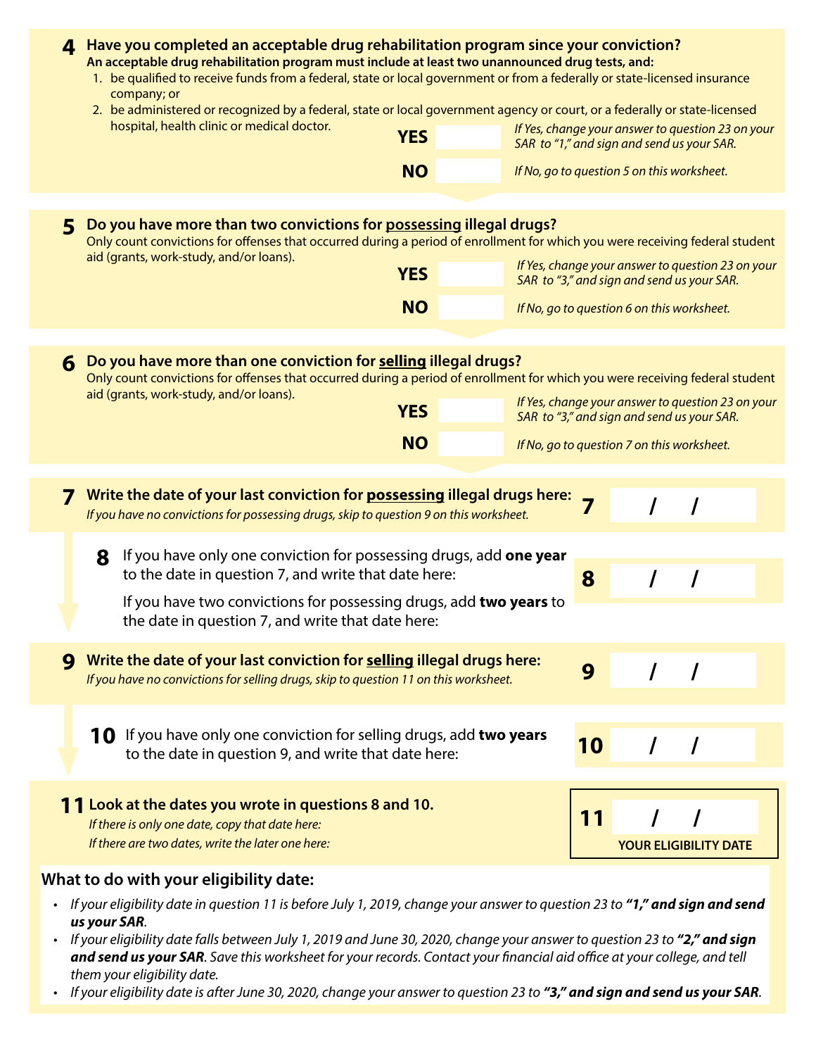**4 Have you completed an acceptable drug rehabilitation program since your conviction?**

**An acceptable drug rehabilitation program must include at least two unannounced drug tests, and:**

1. be qualified to receive funds from a federal, state or local government or from a federally or state-licensed insurance company; or
2. be administered or recognized by a federal, state or local government agency or court, or a federally or state-licensed hospital, health clinic or medical doctor.

**YES** ☐ *If Yes, change your answer to question 23 on your SAR to "1," and sign and send us your SAR.*

**NO** ☐ *If No, go to question 5 on this worksheet.*

**5 Do you have more than two convictions for possessing illegal drugs?**

Only count convictions for offenses that occurred during a period of enrollment for which you were receiving federal student aid (grants, work-study, and/or loans).

**YES** ☐ *If Yes, change your answer to question 23 on your SAR to "3," and sign and send us your SAR.*

**NO** ☐ *If No, go to question 6 on this worksheet.*

**6 Do you have more than one conviction for selling illegal drugs?**

Only count convictions for offenses that occurred during a period of enrollment for which you were receiving federal student aid (grants, work-study, and/or loans).

**YES** ☐ *If Yes, change your answer to question 23 on your SAR to "3," and sign and send us your SAR.*

**NO** ☐ *If No, go to question 7 on this worksheet.*

**7 Write the date of your last conviction for possessing illegal drugs here:** **7** ___ / ___ / ___

*If you have no convictions for possessing drugs, skip to question 9 on this worksheet.*

**8** If you have only one conviction for possessing drugs, add **one year** to the date in question 7, and write that date here: **8** ___ / ___ / ___

If you have two convictions for possessing drugs, add **two years** to the date in question 7, and write that date here:

**9 Write the date of your last conviction for selling illegal drugs here:** **9** ___ / ___ / ___

*If you have no convictions for selling drugs, skip to question 11 on this worksheet.*

**10** If you have only one conviction for selling drugs, add **two years** to the date in question 9, and write that date here: **10** ___ / ___ / ___

**11 Look at the dates you wrote in questions 8 and 10.** **11** ___ / ___ / ___ **YOUR ELIGIBILITY DATE**

*If there is only one date, copy that date here:*

*If there are two dates, write the later one here:*

**What to do with your eligibility date:**

- *If your eligibility date in question 11 is before July 1, 2019, change your answer to question 23 to **"1," and sign and send us your SAR**.*
- *If your eligibility date falls between July 1, 2019 and June 30, 2020, change your answer to question 23 to **"2," and sign and send us your SAR**. Save this worksheet for your records. Contact your financial aid office at your college, and tell them your eligibility date.*
- *If your eligibility date is after June 30, 2020, change your answer to question 23 to **"3," and sign and send us your SAR**.*